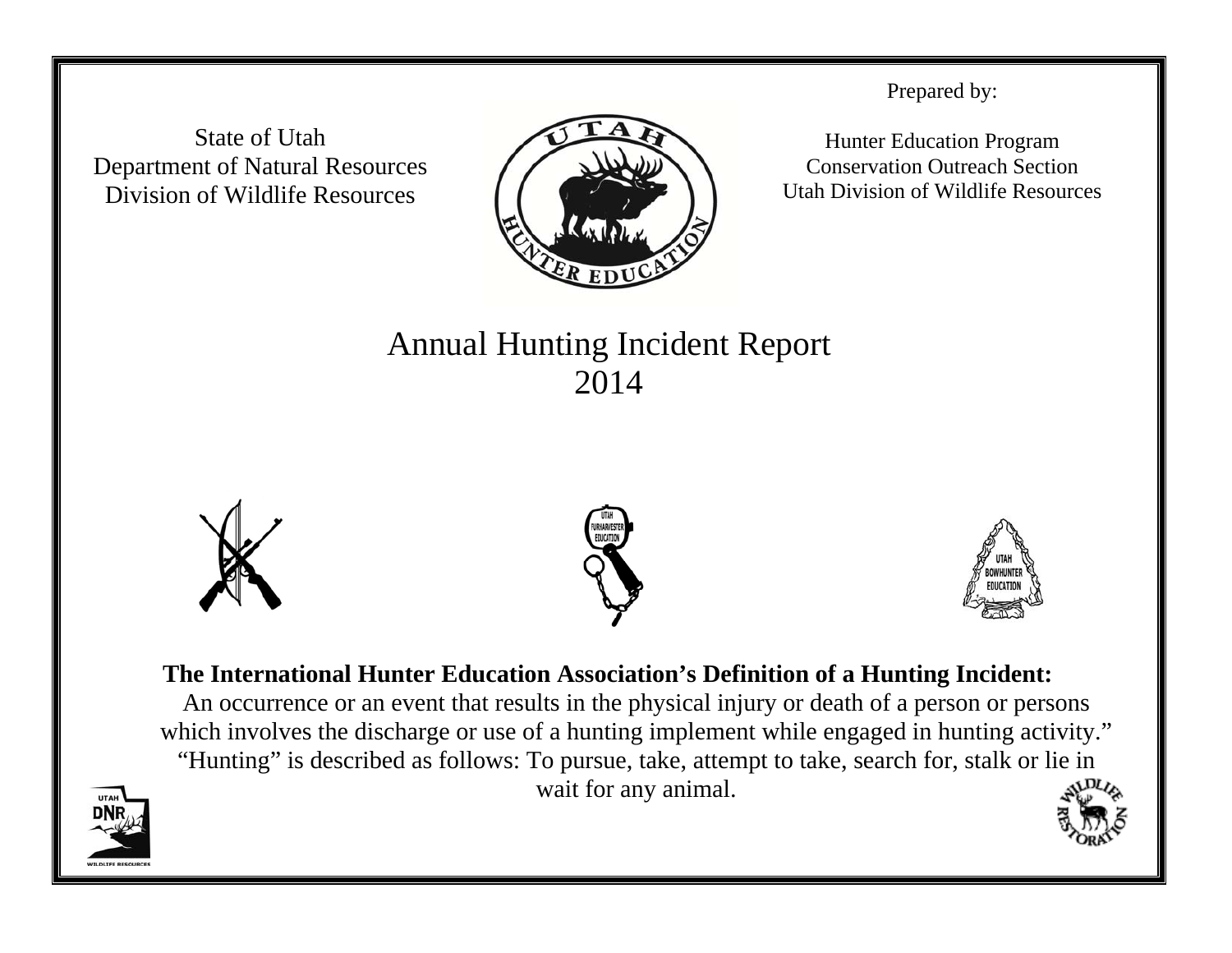State of Utah
Department of Natural Resources
Division of Wildlife Resources

Prepared by:

Hunter Education Program
Conservation Outreach Section
Utah Division of Wildlife Resources

# Annual Hunting Incident Report 2014

**The International Hunter Education Association's Definition of a Hunting Incident:**

An occurrence or an event that results in the physical injury or death of a person or persons which involves the discharge or use of a hunting implement while engaged in hunting activity." "Hunting" is described as follows: To pursue, take, attempt to take, search for, stalk or lie in wait for any animal.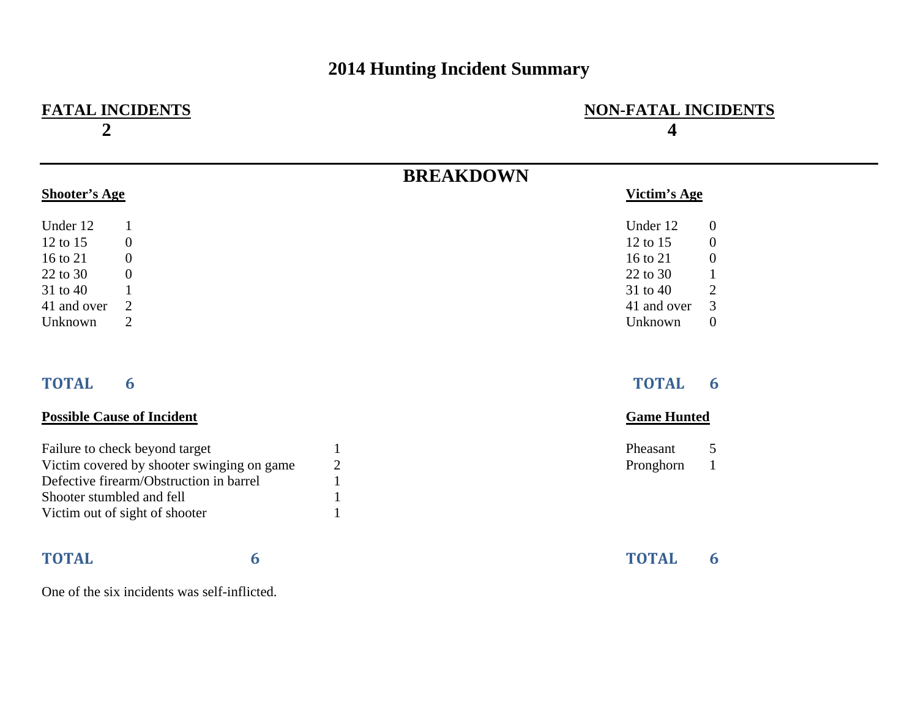# 2014 Hunting Incident Summary

| FATAL INCIDENTS | NON-FATAL INCIDENTS |
| --- | --- |
| 2 | 4 |

## BREAKDOWN

**Shooter's Age**

| Age | Count |
| --- | --- |
| Under 12 | 1 |
| 12 to 15 | 0 |
| 16 to 21 | 0 |
| 22 to 30 | 0 |
| 31 to 40 | 1 |
| 41 and over | 2 |
| Unknown | 2 |
| **TOTAL** | **6** |

**Victim's Age**

| Age | Count |
| --- | --- |
| Under 12 | 0 |
| 12 to 15 | 0 |
| 16 to 21 | 0 |
| 22 to 30 | 1 |
| 31 to 40 | 2 |
| 41 and over | 3 |
| Unknown | 0 |
| **TOTAL** | **6** |

**Possible Cause of Incident**

| Cause | Count |
| --- | --- |
| Failure to check beyond target | 1 |
| Victim covered by shooter swinging on game | 2 |
| Defective firearm/Obstruction in barrel | 1 |
| Shooter stumbled and fell | 1 |
| Victim out of sight of shooter | 1 |
| **TOTAL** | **6** |

**Game Hunted**

| Game | Count |
| --- | --- |
| Pheasant | 5 |
| Pronghorn | 1 |
| **TOTAL** | **6** |

One of the six incidents was self-inflicted.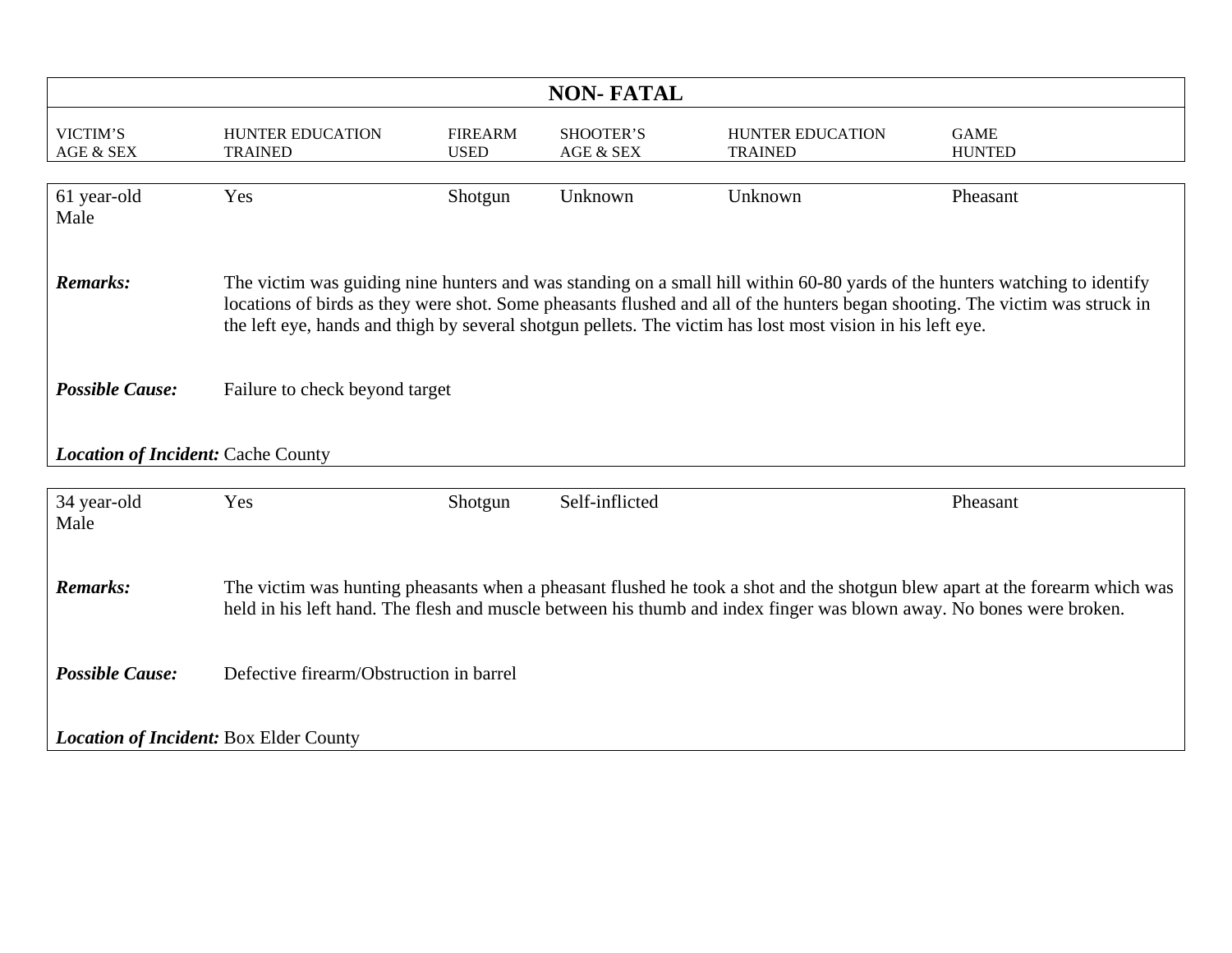## NON- FATAL

| VICTIM'S AGE & SEX | HUNTER EDUCATION TRAINED | FIREARM USED | SHOOTER'S AGE & SEX | HUNTER EDUCATION TRAINED | GAME HUNTED |
|---|---|---|---|---|---|
| 61 year-old Male | Yes | Shotgun | Unknown | Unknown | Pheasant |

***Remarks:*** The victim was guiding nine hunters and was standing on a small hill within 60-80 yards of the hunters watching to identify locations of birds as they were shot. Some pheasants flushed and all of the hunters began shooting. The victim was struck in the left eye, hands and thigh by several shotgun pellets. The victim has lost most vision in his left eye.

***Possible Cause:*** Failure to check beyond target

***Location of Incident:*** Cache County

| VICTIM'S AGE & SEX | HUNTER EDUCATION TRAINED | FIREARM USED | SHOOTER'S AGE & SEX | HUNTER EDUCATION TRAINED | GAME HUNTED |
|---|---|---|---|---|---|
| 34 year-old Male | Yes | Shotgun | Self-inflicted | | Pheasant |

***Remarks:*** The victim was hunting pheasants when a pheasant flushed he took a shot and the shotgun blew apart at the forearm which was held in his left hand. The flesh and muscle between his thumb and index finger was blown away. No bones were broken.

***Possible Cause:*** Defective firearm/Obstruction in barrel

***Location of Incident:*** Box Elder County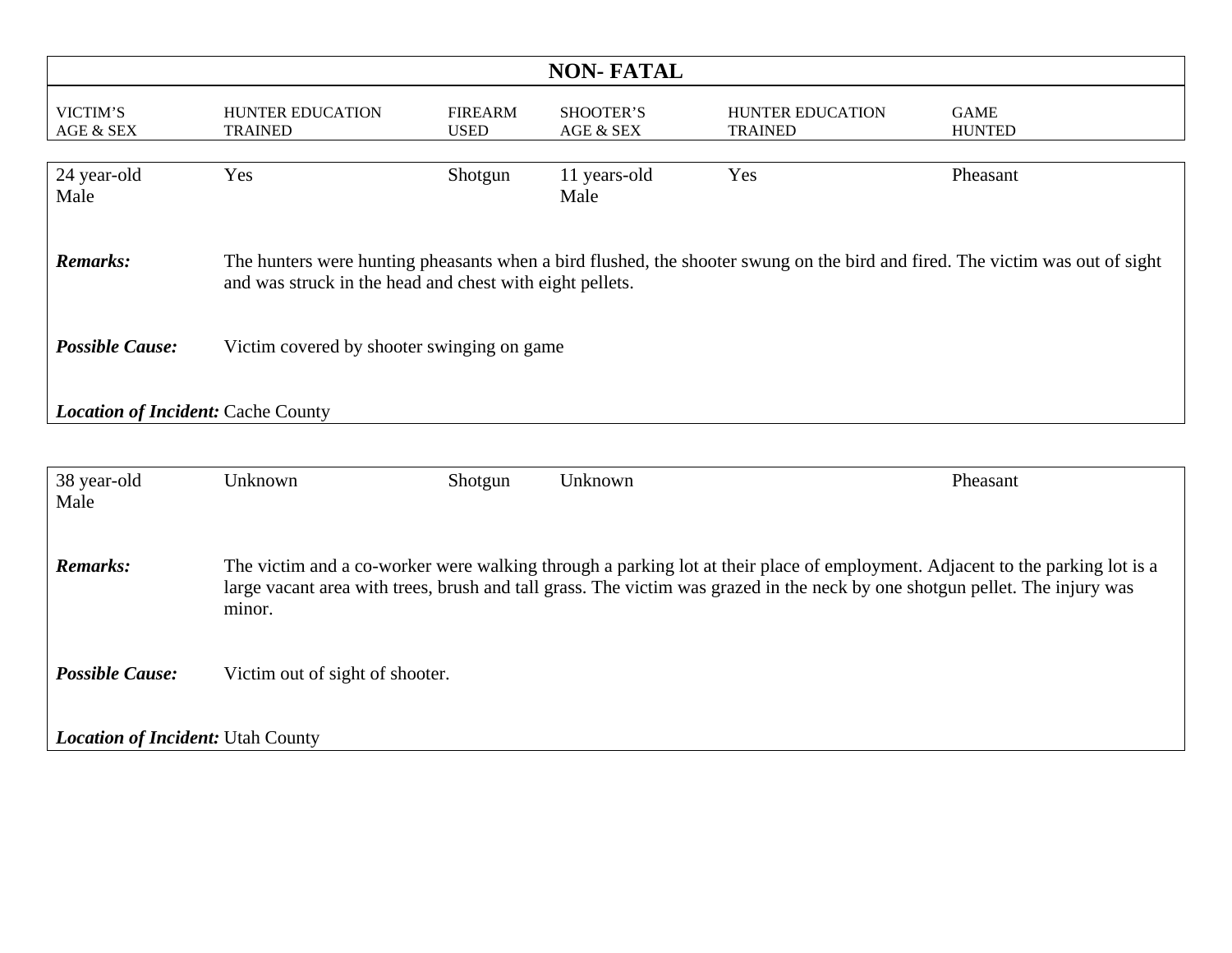## NON- FATAL

| VICTIM'S AGE & SEX | HUNTER EDUCATION TRAINED | FIREARM USED | SHOOTER'S AGE & SEX | HUNTER EDUCATION TRAINED | GAME HUNTED |
|---|---|---|---|---|---|
| 24 year-old Male | Yes | Shotgun | 11 years-old Male | Yes | Pheasant |

***Remarks:*** The hunters were hunting pheasants when a bird flushed, the shooter swung on the bird and fired. The victim was out of sight and was struck in the head and chest with eight pellets.

***Possible Cause:*** Victim covered by shooter swinging on game

***Location of Incident:*** Cache County

| VICTIM'S AGE & SEX | HUNTER EDUCATION TRAINED | FIREARM USED | SHOOTER'S AGE & SEX | HUNTER EDUCATION TRAINED | GAME HUNTED |
|---|---|---|---|---|---|
| 38 year-old Male | Unknown | Shotgun | Unknown | | Pheasant |

***Remarks:*** The victim and a co-worker were walking through a parking lot at their place of employment. Adjacent to the parking lot is a large vacant area with trees, brush and tall grass. The victim was grazed in the neck by one shotgun pellet. The injury was minor.

***Possible Cause:*** Victim out of sight of shooter.

***Location of Incident:*** Utah County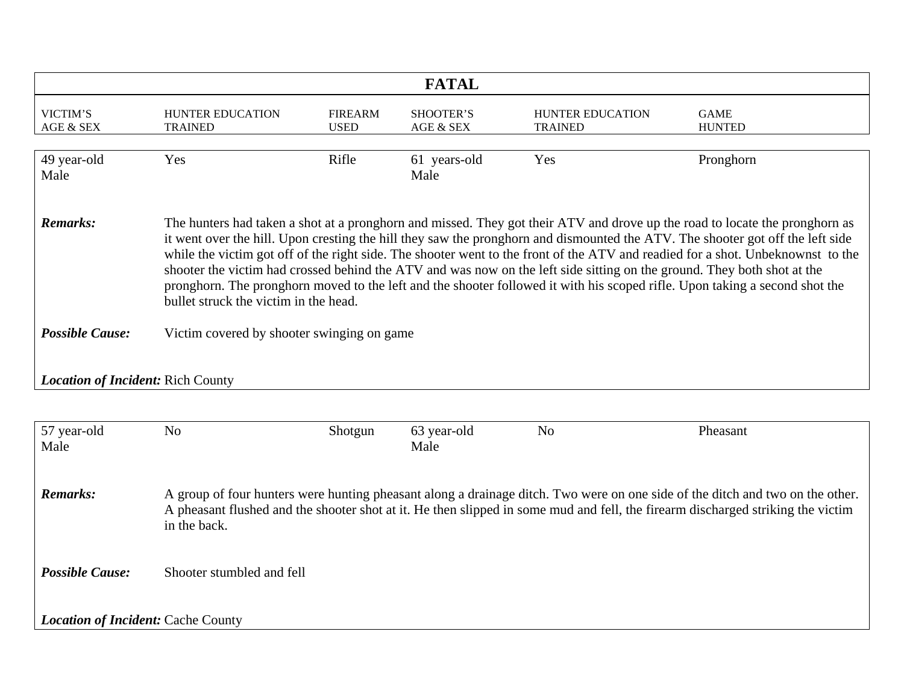## FATAL

| VICTIM'S AGE & SEX | HUNTER EDUCATION TRAINED | FIREARM USED | SHOOTER'S AGE & SEX | HUNTER EDUCATION TRAINED | GAME HUNTED |
|---|---|---|---|---|---|
| 49 year-old Male | Yes | Rifle | 61 years-old Male | Yes | Pronghorn |

***Remarks:*** The hunters had taken a shot at a pronghorn and missed. They got their ATV and drove up the road to locate the pronghorn as it went over the hill. Upon cresting the hill they saw the pronghorn and dismounted the ATV. The shooter got off the left side while the victim got off of the right side. The shooter went to the front of the ATV and readied for a shot. Unbeknownst to the shooter the victim had crossed behind the ATV and was now on the left side sitting on the ground. They both shot at the pronghorn. The pronghorn moved to the left and the shooter followed it with his scoped rifle. Upon taking a second shot the bullet struck the victim in the head.

***Possible Cause:*** Victim covered by shooter swinging on game

***Location of Incident:*** Rich County

| VICTIM'S AGE & SEX | HUNTER EDUCATION TRAINED | FIREARM USED | SHOOTER'S AGE & SEX | HUNTER EDUCATION TRAINED | GAME HUNTED |
|---|---|---|---|---|---|
| 57 year-old Male | No | Shotgun | 63 year-old Male | No | Pheasant |

***Remarks:*** A group of four hunters were hunting pheasant along a drainage ditch. Two were on one side of the ditch and two on the other. A pheasant flushed and the shooter shot at it. He then slipped in some mud and fell, the firearm discharged striking the victim in the back.

***Possible Cause:*** Shooter stumbled and fell

***Location of Incident:*** Cache County